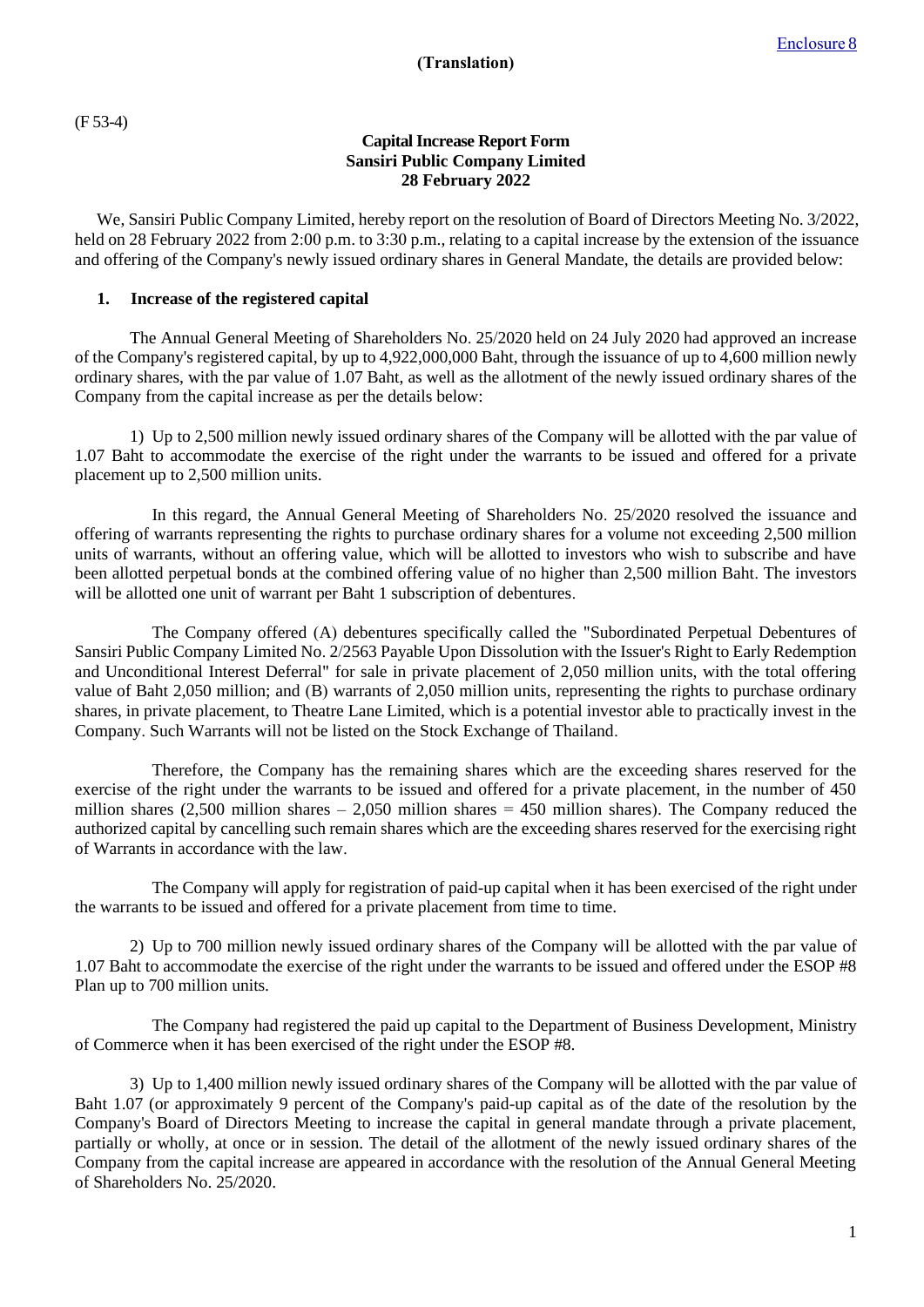Enclosure 8

**(Translation)**

(F 53-4)

**Capital Increase Report Form**
**Sansiri Public Company Limited**
**28 February 2022**

We, Sansiri Public Company Limited, hereby report on the resolution of Board of Directors Meeting No. 3/2022, held on 28 February 2022 from 2:00 p.m. to 3:30 p.m., relating to a capital increase by the extension of the issuance and offering of the Company's newly issued ordinary shares in General Mandate, the details are provided below:

## 1. Increase of the registered capital

The Annual General Meeting of Shareholders No. 25/2020 held on 24 July 2020 had approved an increase of the Company's registered capital, by up to 4,922,000,000 Baht, through the issuance of up to 4,600 million newly ordinary shares, with the par value of 1.07 Baht, as well as the allotment of the newly issued ordinary shares of the Company from the capital increase as per the details below:

1) Up to 2,500 million newly issued ordinary shares of the Company will be allotted with the par value of 1.07 Baht to accommodate the exercise of the right under the warrants to be issued and offered for a private placement up to 2,500 million units.

In this regard, the Annual General Meeting of Shareholders No. 25/2020 resolved the issuance and offering of warrants representing the rights to purchase ordinary shares for a volume not exceeding 2,500 million units of warrants, without an offering value, which will be allotted to investors who wish to subscribe and have been allotted perpetual bonds at the combined offering value of no higher than 2,500 million Baht. The investors will be allotted one unit of warrant per Baht 1 subscription of debentures.

The Company offered (A) debentures specifically called the "Subordinated Perpetual Debentures of Sansiri Public Company Limited No. 2/2563 Payable Upon Dissolution with the Issuer's Right to Early Redemption and Unconditional Interest Deferral" for sale in private placement of 2,050 million units, with the total offering value of Baht 2,050 million; and (B) warrants of 2,050 million units, representing the rights to purchase ordinary shares, in private placement, to Theatre Lane Limited, which is a potential investor able to practically invest in the Company. Such Warrants will not be listed on the Stock Exchange of Thailand.

Therefore, the Company has the remaining shares which are the exceeding shares reserved for the exercise of the right under the warrants to be issued and offered for a private placement, in the number of 450 million shares (2,500 million shares – 2,050 million shares = 450 million shares). The Company reduced the authorized capital by cancelling such remain shares which are the exceeding shares reserved for the exercising right of Warrants in accordance with the law.

The Company will apply for registration of paid-up capital when it has been exercised of the right under the warrants to be issued and offered for a private placement from time to time.

2) Up to 700 million newly issued ordinary shares of the Company will be allotted with the par value of 1.07 Baht to accommodate the exercise of the right under the warrants to be issued and offered under the ESOP #8 Plan up to 700 million units.

The Company had registered the paid up capital to the Department of Business Development, Ministry of Commerce when it has been exercised of the right under the ESOP #8.

3) Up to 1,400 million newly issued ordinary shares of the Company will be allotted with the par value of Baht 1.07 (or approximately 9 percent of the Company's paid-up capital as of the date of the resolution by the Company's Board of Directors Meeting to increase the capital in general mandate through a private placement, partially or wholly, at once or in session. The detail of the allotment of the newly issued ordinary shares of the Company from the capital increase are appeared in accordance with the resolution of the Annual General Meeting of Shareholders No. 25/2020.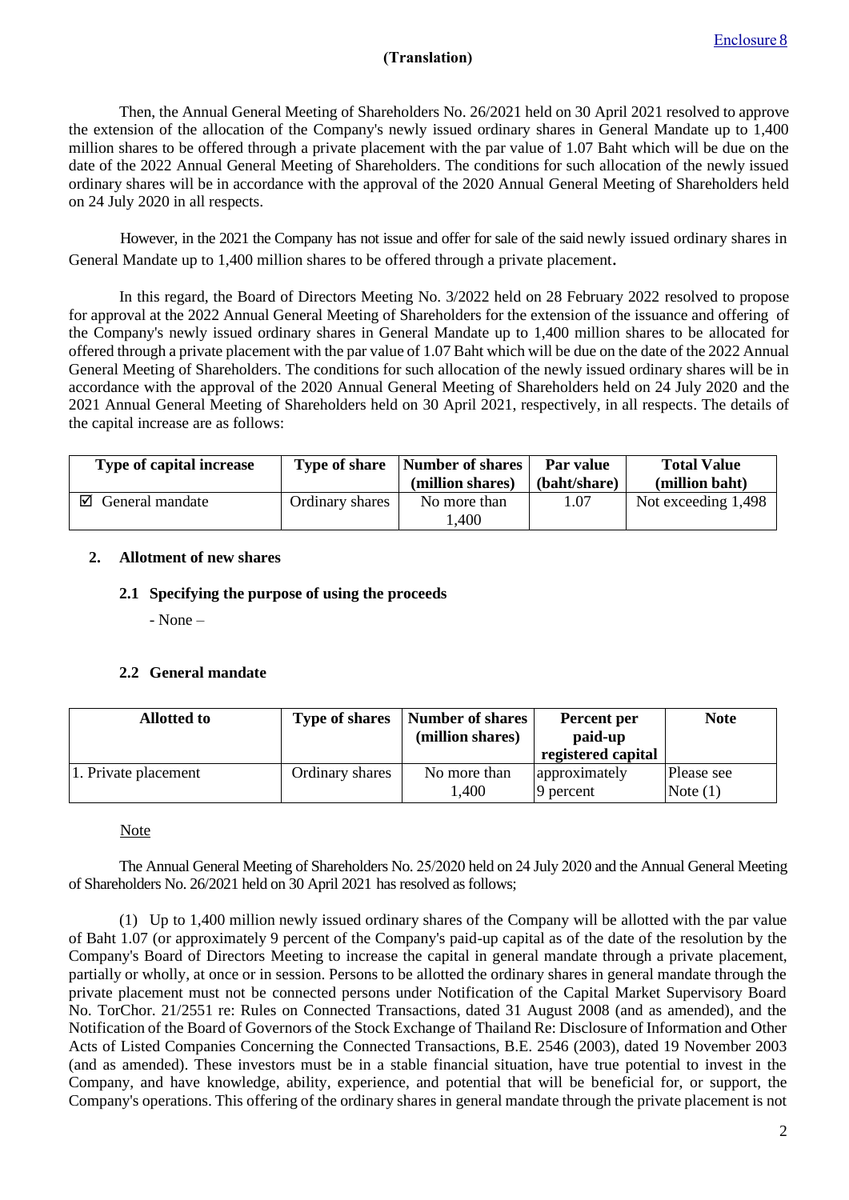Enclosure 8

**(Translation)**

Then, the Annual General Meeting of Shareholders No. 26/2021 held on 30 April 2021 resolved to approve the extension of the allocation of the Company's newly issued ordinary shares in General Mandate up to 1,400 million shares to be offered through a private placement with the par value of 1.07 Baht which will be due on the date of the 2022 Annual General Meeting of Shareholders. The conditions for such allocation of the newly issued ordinary shares will be in accordance with the approval of the 2020 Annual General Meeting of Shareholders held on 24 July 2020 in all respects.

However, in the 2021 the Company has not issue and offer for sale of the said newly issued ordinary shares in General Mandate up to 1,400 million shares to be offered through a private placement.

In this regard, the Board of Directors Meeting No. 3/2022 held on 28 February 2022 resolved to propose for approval at the 2022 Annual General Meeting of Shareholders for the extension of the issuance and offering of the Company's newly issued ordinary shares in General Mandate up to 1,400 million shares to be allocated for offered through a private placement with the par value of 1.07 Baht which will be due on the date of the 2022 Annual General Meeting of Shareholders. The conditions for such allocation of the newly issued ordinary shares will be in accordance with the approval of the 2020 Annual General Meeting of Shareholders held on 24 July 2020 and the 2021 Annual General Meeting of Shareholders held on 30 April 2021, respectively, in all respects. The details of the capital increase are as follows:

| Type of capital increase | Type of share | Number of shares (million shares) | Par value (baht/share) | Total Value (million baht) |
|---|---|---|---|---|
| ☑ General mandate | Ordinary shares | No more than 1,400 | 1.07 | Not exceeding 1,498 |

**2. Allotment of new shares**

**2.1 Specifying the purpose of using the proceeds**

- None –

**2.2 General mandate**

| Allotted to | Type of shares | Number of shares (million shares) | Percent per paid-up registered capital | Note |
|---|---|---|---|---|
| 1. Private placement | Ordinary shares | No more than 1,400 | approximately 9 percent | Please see Note (1) |

Note

The Annual General Meeting of Shareholders No. 25/2020 held on 24 July 2020 and the Annual General Meeting of Shareholders No. 26/2021 held on 30 April 2021 has resolved as follows;

(1) Up to 1,400 million newly issued ordinary shares of the Company will be allotted with the par value of Baht 1.07 (or approximately 9 percent of the Company's paid-up capital as of the date of the resolution by the Company's Board of Directors Meeting to increase the capital in general mandate through a private placement, partially or wholly, at once or in session. Persons to be allotted the ordinary shares in general mandate through the private placement must not be connected persons under Notification of the Capital Market Supervisory Board No. TorChor. 21/2551 re: Rules on Connected Transactions, dated 31 August 2008 (and as amended), and the Notification of the Board of Governors of the Stock Exchange of Thailand Re: Disclosure of Information and Other Acts of Listed Companies Concerning the Connected Transactions, B.E. 2546 (2003), dated 19 November 2003 (and as amended). These investors must be in a stable financial situation, have true potential to invest in the Company, and have knowledge, ability, experience, and potential that will be beneficial for, or support, the Company's operations. This offering of the ordinary shares in general mandate through the private placement is not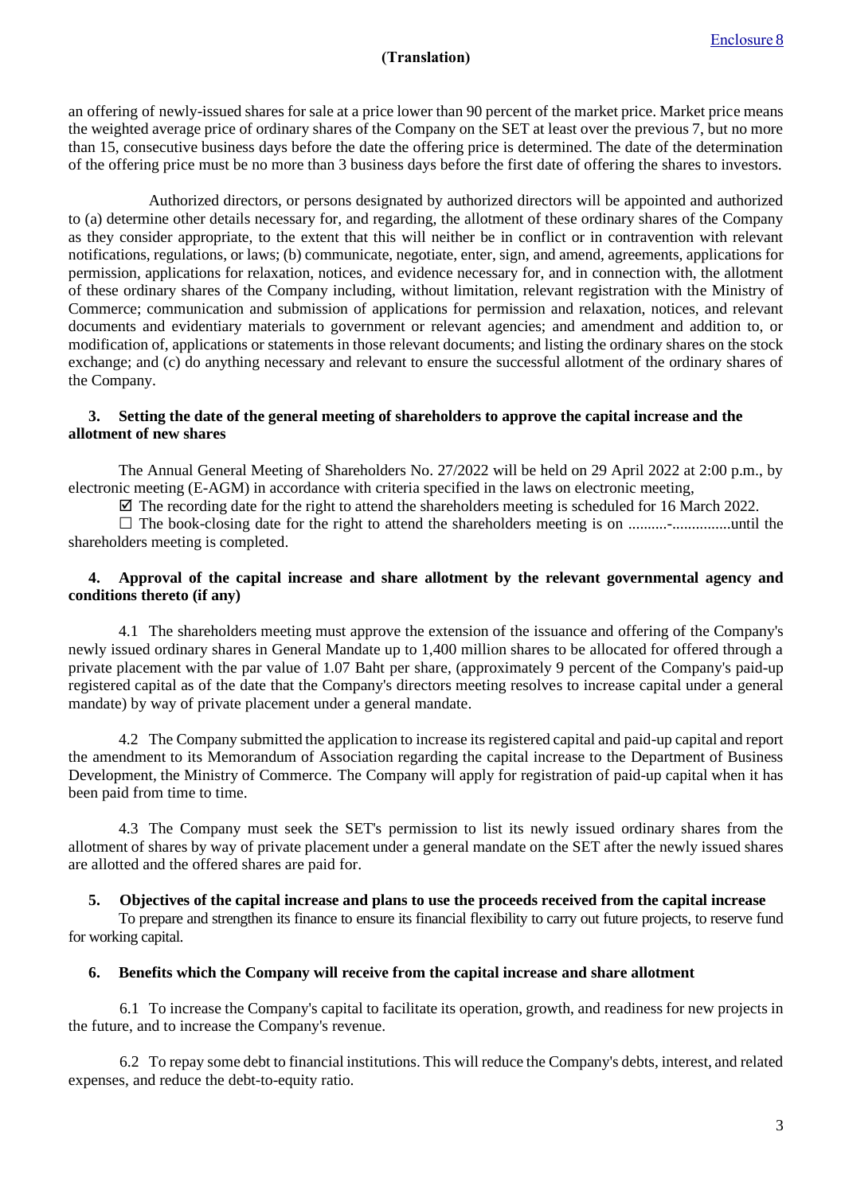an offering of newly-issued shares for sale at a price lower than 90 percent of the market price. Market price means the weighted average price of ordinary shares of the Company on the SET at least over the previous 7, but no more than 15, consecutive business days before the date the offering price is determined. The date of the determination of the offering price must be no more than 3 business days before the first date of offering the shares to investors.

Authorized directors, or persons designated by authorized directors will be appointed and authorized to (a) determine other details necessary for, and regarding, the allotment of these ordinary shares of the Company as they consider appropriate, to the extent that this will neither be in conflict or in contravention with relevant notifications, regulations, or laws; (b) communicate, negotiate, enter, sign, and amend, agreements, applications for permission, applications for relaxation, notices, and evidence necessary for, and in connection with, the allotment of these ordinary shares of the Company including, without limitation, relevant registration with the Ministry of Commerce; communication and submission of applications for permission and relaxation, notices, and relevant documents and evidentiary materials to government or relevant agencies; and amendment and addition to, or modification of, applications or statements in those relevant documents; and listing the ordinary shares on the stock exchange; and (c) do anything necessary and relevant to ensure the successful allotment of the ordinary shares of the Company.

**3. Setting the date of the general meeting of shareholders to approve the capital increase and the allotment of new shares**

The Annual General Meeting of Shareholders No. 27/2022 will be held on 29 April 2022 at 2:00 p.m., by electronic meeting (E-AGM) in accordance with criteria specified in the laws on electronic meeting,

☑ The recording date for the right to attend the shareholders meeting is scheduled for 16 March 2022.

☐ The book-closing date for the right to attend the shareholders meeting is on ..........-...............until the shareholders meeting is completed.

**4. Approval of the capital increase and share allotment by the relevant governmental agency and conditions thereto (if any)**

4.1 The shareholders meeting must approve the extension of the issuance and offering of the Company's newly issued ordinary shares in General Mandate up to 1,400 million shares to be allocated for offered through a private placement with the par value of 1.07 Baht per share, (approximately 9 percent of the Company's paid-up registered capital as of the date that the Company's directors meeting resolves to increase capital under a general mandate) by way of private placement under a general mandate.

4.2 The Company submitted the application to increase its registered capital and paid-up capital and report the amendment to its Memorandum of Association regarding the capital increase to the Department of Business Development, the Ministry of Commerce. The Company will apply for registration of paid-up capital when it has been paid from time to time.

4.3 The Company must seek the SET's permission to list its newly issued ordinary shares from the allotment of shares by way of private placement under a general mandate on the SET after the newly issued shares are allotted and the offered shares are paid for.

**5. Objectives of the capital increase and plans to use the proceeds received from the capital increase**

To prepare and strengthen its finance to ensure its financial flexibility to carry out future projects, to reserve fund for working capital.

**6. Benefits which the Company will receive from the capital increase and share allotment**

6.1 To increase the Company's capital to facilitate its operation, growth, and readiness for new projects in the future, and to increase the Company's revenue.

6.2 To repay some debt to financial institutions. This will reduce the Company's debts, interest, and related expenses, and reduce the debt-to-equity ratio.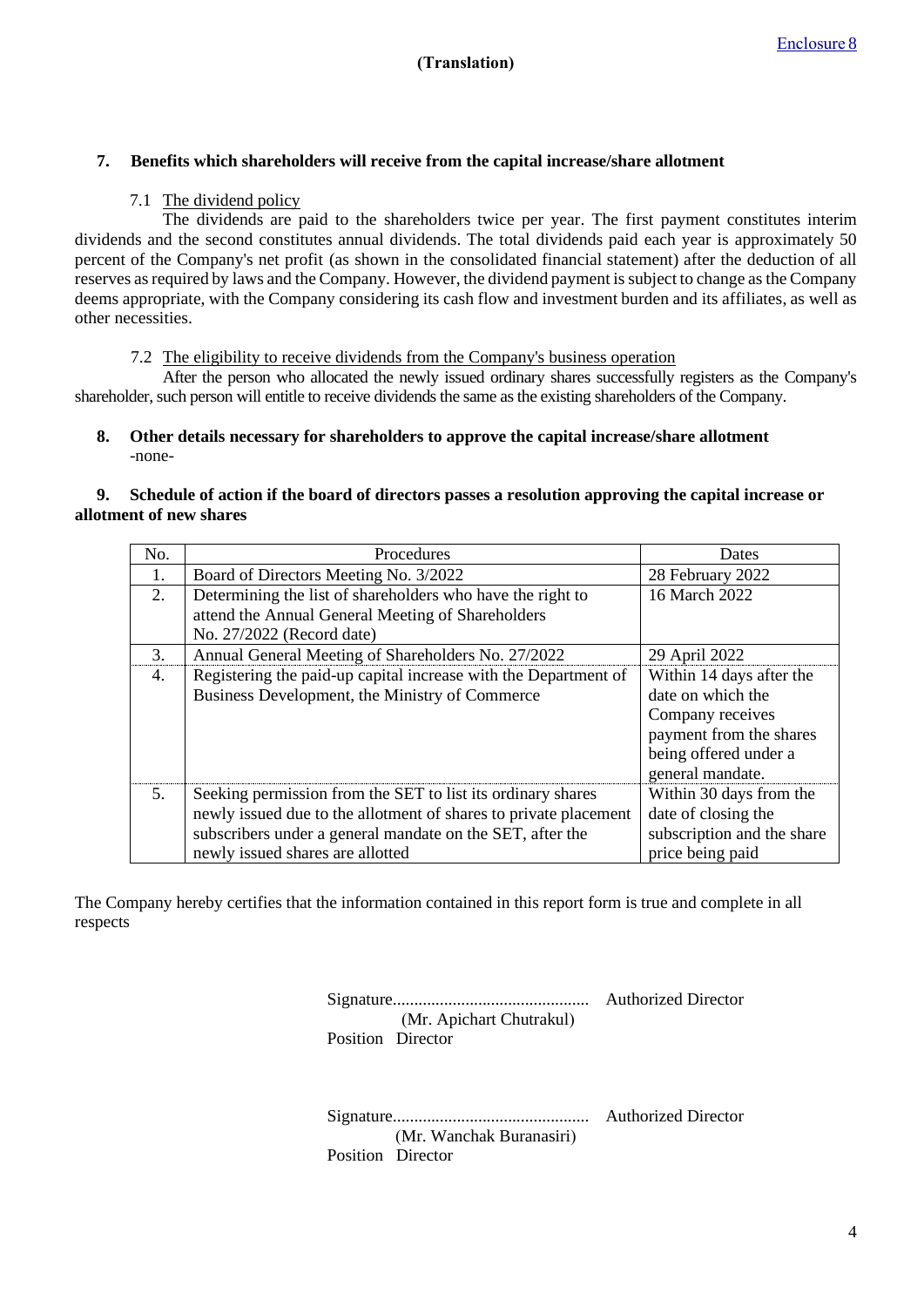Enclosure 8

**(Translation)**

**7. Benefits which shareholders will receive from the capital increase/share allotment**

7.1 The dividend policy

The dividends are paid to the shareholders twice per year. The first payment constitutes interim dividends and the second constitutes annual dividends. The total dividends paid each year is approximately 50 percent of the Company's net profit (as shown in the consolidated financial statement) after the deduction of all reserves as required by laws and the Company. However, the dividend payment is subject to change as the Company deems appropriate, with the Company considering its cash flow and investment burden and its affiliates, as well as other necessities.

7.2 The eligibility to receive dividends from the Company's business operation

After the person who allocated the newly issued ordinary shares successfully registers as the Company's shareholder, such person will entitle to receive dividends the same as the existing shareholders of the Company.

**8. Other details necessary for shareholders to approve the capital increase/share allotment**

-none-

**9. Schedule of action if the board of directors passes a resolution approving the capital increase or allotment of new shares**

| No. | Procedures | Dates |
|---|---|---|
| 1. | Board of Directors Meeting No. 3/2022 | 28 February 2022 |
| 2. | Determining the list of shareholders who have the right to attend the Annual General Meeting of Shareholders No. 27/2022 (Record date) | 16 March 2022 |
| 3. | Annual General Meeting of Shareholders No. 27/2022 | 29 April 2022 |
| 4. | Registering the paid-up capital increase with the Department of Business Development, the Ministry of Commerce | Within 14 days after the date on which the Company receives payment from the shares being offered under a general mandate. |
| 5. | Seeking permission from the SET to list its ordinary shares newly issued due to the allotment of shares to private placement subscribers under a general mandate on the SET, after the newly issued shares are allotted | Within 30 days from the date of closing the subscription and the share price being paid |

The Company hereby certifies that the information contained in this report form is true and complete in all respects

Signature............................................. Authorized Director
(Mr. Apichart Chutrakul)
Position Director

Signature............................................. Authorized Director
(Mr. Wanchak Buranasiri)
Position Director